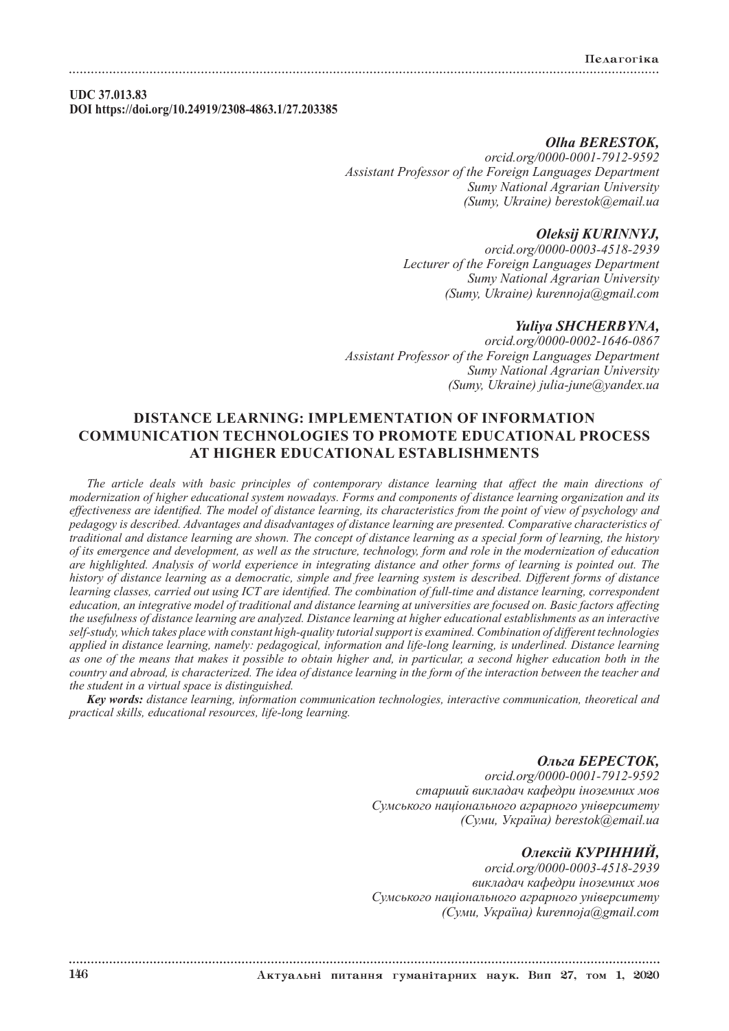**UDC 37.013.83**
**DOI https://doi.org/10.24919/2308-4863.1/27.203385**

***Olha BERESTOK,***
*orcid.org/0000-0001-7912-9592*
*Assistant Professor of the Foreign Languages Department*
*Sumy National Agrarian University*
*(Sumy, Ukraine) berestok@email.ua*

***Oleksij KURINNYJ,***
*orcid.org/0000-0003-4518-2939*
*Lecturer of the Foreign Languages Department*
*Sumy National Agrarian University*
*(Sumy, Ukraine) kurennoja@gmail.com*

***Yuliya SHCHERBYNA,***
*orcid.org/0000-0002-1646-0867*
*Assistant Professor of the Foreign Languages Department*
*Sumy National Agrarian University*
*(Sumy, Ukraine) julia-june@yandex.ua*

# DISTANCE LEARNING: IMPLEMENTATION OF INFORMATION COMMUNICATION TECHNOLOGIES TO PROMOTE EDUCATIONAL PROCESS AT HIGHER EDUCATIONAL ESTABLISHMENTS

*The article deals with basic principles of contemporary distance learning that affect the main directions of modernization of higher educational system nowadays. Forms and components of distance learning organization and its effectiveness are identified. The model of distance learning, its characteristics from the point of view of psychology and pedagogy is described. Advantages and disadvantages of distance learning are presented. Comparative characteristics of traditional and distance learning are shown. The concept of distance learning as a special form of learning, the history of its emergence and development, as well as the structure, technology, form and role in the modernization of education are highlighted. Analysis of world experience in integrating distance and other forms of learning is pointed out. The history of distance learning as a democratic, simple and free learning system is described. Different forms of distance learning classes, carried out using ICT are identified. The combination of full-time and distance learning, correspondent education, an integrative model of traditional and distance learning at universities are focused on. Basic factors affecting the usefulness of distance learning are analyzed. Distance learning at higher educational establishments as an interactive self-study, which takes place with constant high-quality tutorial support is examined. Combination of different technologies applied in distance learning, namely: pedagogical, information and life-long learning, is underlined. Distance learning as one of the means that makes it possible to obtain higher and, in particular, a second higher education both in the country and abroad, is characterized. The idea of distance learning in the form of the interaction between the teacher and the student in a virtual space is distinguished.*

***Key words:*** *distance learning, information communication technologies, interactive communication, theoretical and practical skills, educational resources, life-long learning.*

***Ольга БЕРЕСТОК,***
*orcid.org/0000-0001-7912-9592*
*старший викладач кафедри іноземних мов*
*Сумського національного аграрного університету*
*(Суми, Україна) berestok@email.ua*

***Олексій КУРІННИЙ,***
*orcid.org/0000-0003-4518-2939*
*викладач кафедри іноземних мов*
*Сумського національного аграрного університету*
*(Суми, Україна) kurennoja@gmail.com*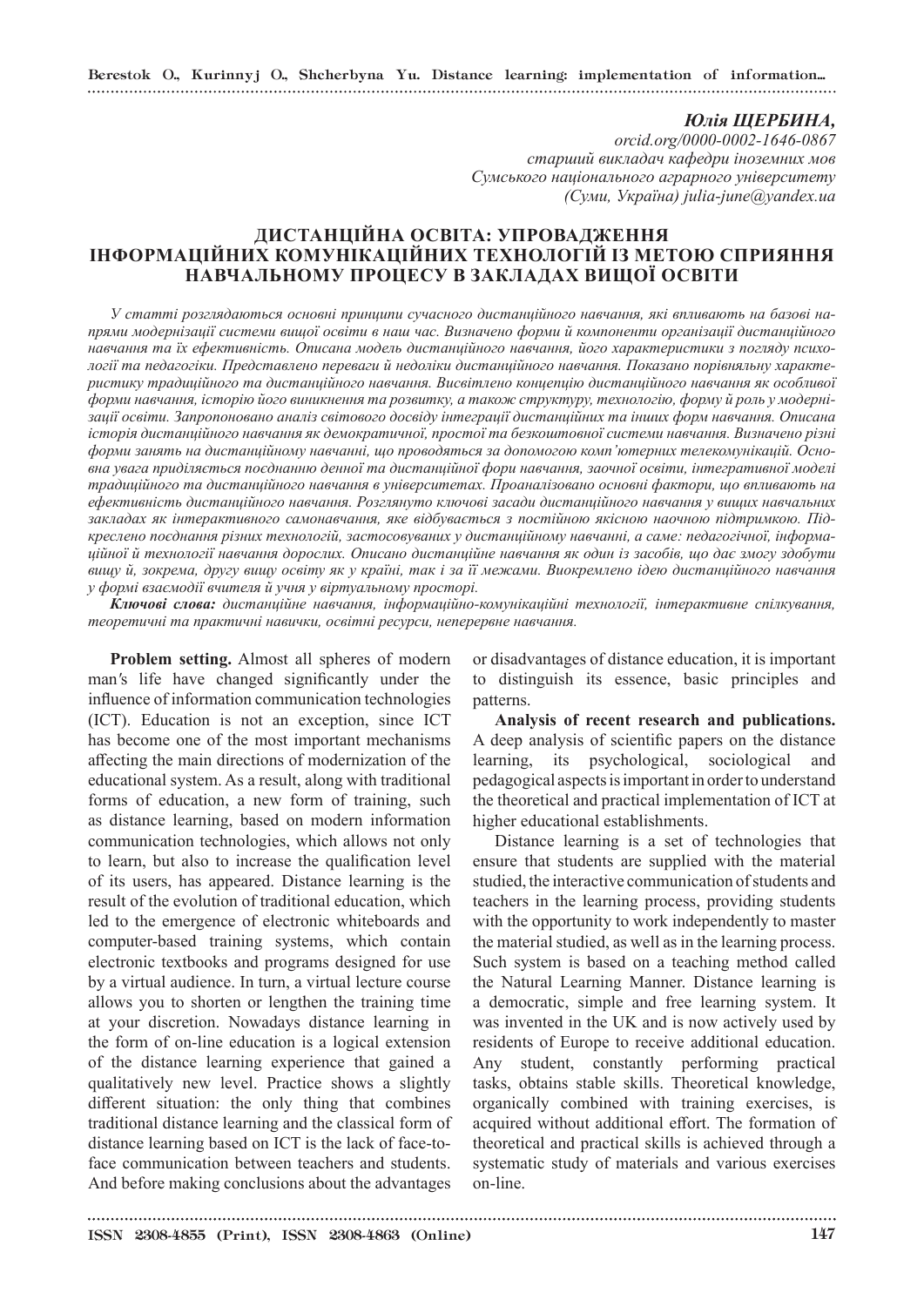***Юлія ЩЕРБИНА,***

*orcid.org/0000-0002-1646-0867*
*старший викладач кафедри іноземних мов*
*Сумського національного аграрного університету*
*(Суми, Україна) julia-june@yandex.ua*

## ДИСТАНЦІЙНА ОСВІТА: УПРОВАДЖЕННЯ ІНФОРМАЦІЙНИХ КОМУНІКАЦІЙНИХ ТЕХНОЛОГІЙ ІЗ МЕТОЮ СПРИЯННЯ НАВЧАЛЬНОМУ ПРОЦЕСУ В ЗАКЛАДАХ ВИЩОЇ ОСВІТИ

*У статті розглядаються основні принципи сучасного дистанційного навчання, які впливають на базові напрями модернізації системи вищої освіти в наш час. Визначено форми й компоненти організації дистанційного навчання та їх ефективність. Описана модель дистанційного навчання, його характеристики з погляду психології та педагогіки. Представлено переваги й недоліки дистанційного навчання. Показано порівняльну характеристику традиційного та дистанційного навчання. Висвітлено концепцію дистанційного навчання як особливої форми навчання, історію його виникнення та розвитку, а також структуру, технологію, форму й роль у модернізації освіти. Запропоновано аналіз світового досвіду інтеграції дистанційних та інших форм навчання. Описана історія дистанційного навчання як демократичної, простої та безкоштовної системи навчання. Визначено різні форми занять на дистанційному навчанні, що проводяться за допомогою комп'ютерних телекомунікацій. Основна увага приділяється поєднанню денної та дистанційної форми навчання, заочної освіти, інтегративної моделі традиційного та дистанційного навчання в університетах. Проаналізовано основні фактори, що впливають на ефективність дистанційного навчання. Розглянуто ключові засади дистанційного навчання у вищих навчальних закладах як інтерактивного самонавчання, яке відбувається з постійною якісною наочною підтримкою. Підкреслено поєднання різних технологій, застосовуваних у дистанційному навчанні, а саме: педагогічної, інформаційної й технології навчання дорослих. Описано дистанційне навчання як один із засобів, що дає змогу здобути вищу й, зокрема, другу вищу освіту як у країні, так і за її межами. Виокремлено ідею дистанційного навчання у формі взаємодії вчителя й учня у віртуальному просторі.*

***Ключові слова:*** *дистанційне навчання, інформаційно-комунікаційні технології, інтерактивне спілкування, теоретичні та практичні навички, освітні ресурси, неперервне навчання.*

**Problem setting.** Almost all spheres of modern man′s life have changed significantly under the influence of information communication technologies (ICT). Education is not an exception, since ICT has become one of the most important mechanisms affecting the main directions of modernization of the educational system. As a result, along with traditional forms of education, a new form of training, such as distance learning, based on modern information communication technologies, which allows not only to learn, but also to increase the qualification level of its users, has appeared. Distance learning is the result of the evolution of traditional education, which led to the emergence of electronic whiteboards and computer-based training systems, which contain electronic textbooks and programs designed for use by a virtual audience. In turn, a virtual lecture course allows you to shorten or lengthen the training time at your discretion. Nowadays distance learning in the form of on-line education is a logical extension of the distance learning experience that gained a qualitatively new level. Practice shows a slightly different situation: the only thing that combines traditional distance learning and the classical form of distance learning based on ICT is the lack of face-to-face communication between teachers and students. And before making conclusions about the advantages or disadvantages of distance education, it is important to distinguish its essence, basic principles and patterns.

**Analysis of recent research and publications.** A deep analysis of scientific papers on the distance learning, its psychological, sociological and pedagogical aspects is important in order to understand the theoretical and practical implementation of ICT at higher educational establishments.

Distance learning is a set of technologies that ensure that students are supplied with the material studied, the interactive communication of students and teachers in the learning process, providing students with the opportunity to work independently to master the material studied, as well as in the learning process. Such system is based on a teaching method called the Natural Learning Manner. Distance learning is a democratic, simple and free learning system. It was invented in the UK and is now actively used by residents of Europe to receive additional education. Any student, constantly performing practical tasks, obtains stable skills. Theoretical knowledge, organically combined with training exercises, is acquired without additional effort. The formation of theoretical and practical skills is achieved through a systematic study of materials and various exercises on-line.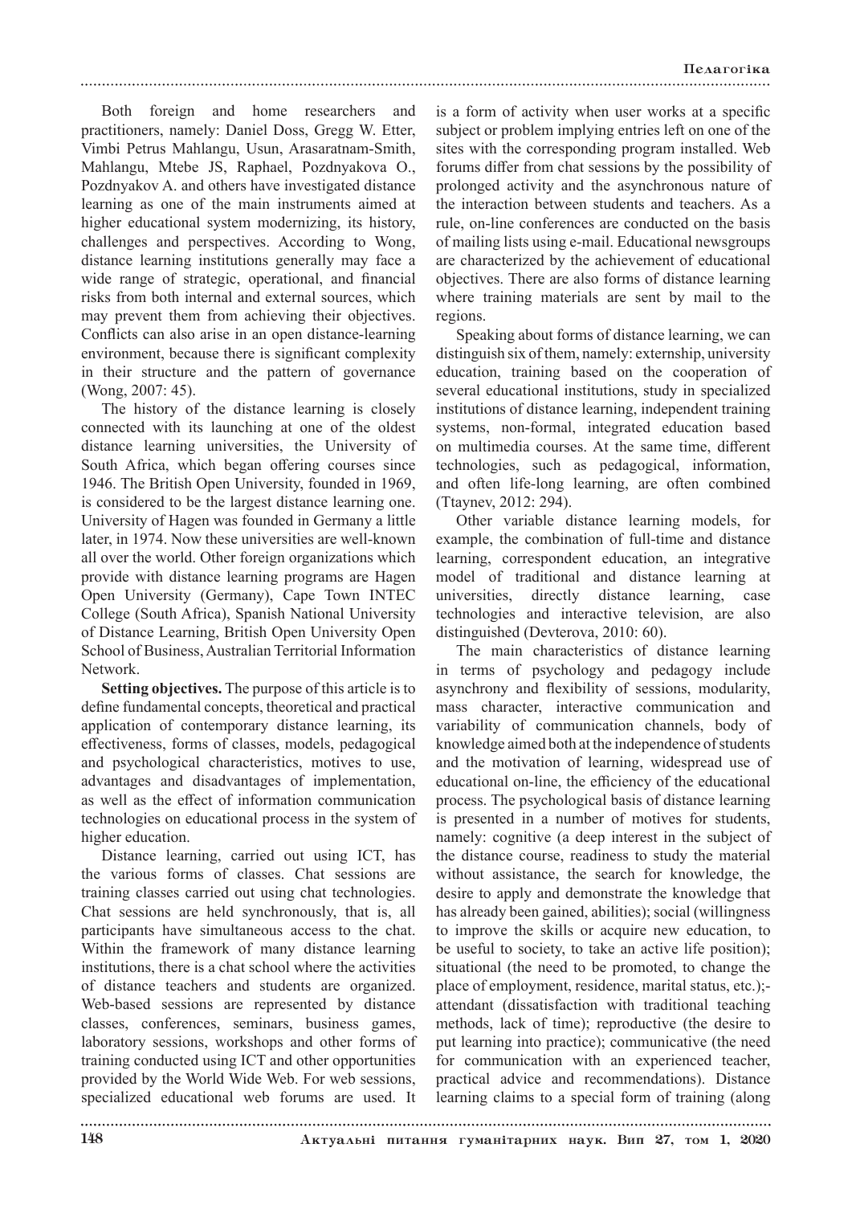Both foreign and home researchers and practitioners, namely: Daniel Doss, Gregg W. Etter, Vimbi Petrus Mahlangu, Usun, Arasaratnam-Smith, Mahlangu, Mtebe JS, Raphael, Pozdnyakova O., Pozdnyakov A. and others have investigated distance learning as one of the main instruments aimed at higher educational system modernizing, its history, challenges and perspectives. According to Wong, distance learning institutions generally may face a wide range of strategic, operational, and financial risks from both internal and external sources, which may prevent them from achieving their objectives. Conflicts can also arise in an open distance-learning environment, because there is significant complexity in their structure and the pattern of governance (Wong, 2007: 45).

The history of the distance learning is closely connected with its launching at one of the oldest distance learning universities, the University of South Africa, which began offering courses since 1946. The British Open University, founded in 1969, is considered to be the largest distance learning one. University of Hagen was founded in Germany a little later, in 1974. Now these universities are well-known all over the world. Other foreign organizations which provide with distance learning programs are Hagen Open University (Germany), Cape Town INTEC College (South Africa), Spanish National University of Distance Learning, British Open University Open School of Business, Australian Territorial Information Network.

**Setting objectives.** The purpose of this article is to define fundamental concepts, theoretical and practical application of contemporary distance learning, its effectiveness, forms of classes, models, pedagogical and psychological characteristics, motives to use, advantages and disadvantages of implementation, as well as the effect of information communication technologies on educational process in the system of higher education.

Distance learning, carried out using ICT, has the various forms of classes. Chat sessions are training classes carried out using chat technologies. Chat sessions are held synchronously, that is, all participants have simultaneous access to the chat. Within the framework of many distance learning institutions, there is a chat school where the activities of distance teachers and students are organized. Web-based sessions are represented by distance classes, conferences, seminars, business games, laboratory sessions, workshops and other forms of training conducted using ICT and other opportunities provided by the World Wide Web. For web sessions, specialized educational web forums are used. It is a form of activity when user works at a specific subject or problem implying entries left on one of the sites with the corresponding program installed. Web forums differ from chat sessions by the possibility of prolonged activity and the asynchronous nature of the interaction between students and teachers. As a rule, on-line conferences are conducted on the basis of mailing lists using e-mail. Educational newsgroups are characterized by the achievement of educational objectives. There are also forms of distance learning where training materials are sent by mail to the regions.

Speaking about forms of distance learning, we can distinguish six of them, namely: externship, university education, training based on the cooperation of several educational institutions, study in specialized institutions of distance learning, independent training systems, non-formal, integrated education based on multimedia courses. At the same time, different technologies, such as pedagogical, information, and often life-long learning, are often combined (Ttaynev, 2012: 294).

Other variable distance learning models, for example, the combination of full-time and distance learning, correspondent education, an integrative model of traditional and distance learning at universities, directly distance learning, case technologies and interactive television, are also distinguished (Devterova, 2010: 60).

The main characteristics of distance learning in terms of psychology and pedagogy include asynchrony and flexibility of sessions, modularity, mass character, interactive communication and variability of communication channels, body of knowledge aimed both at the independence of students and the motivation of learning, widespread use of educational on-line, the efficiency of the educational process. The psychological basis of distance learning is presented in a number of motives for students, namely: cognitive (a deep interest in the subject of the distance course, readiness to study the material without assistance, the search for knowledge, the desire to apply and demonstrate the knowledge that has already been gained, abilities); social (willingness to improve the skills or acquire new education, to be useful to society, to take an active life position); situational (the need to be promoted, to change the place of employment, residence, marital status, etc.);-attendant (dissatisfaction with traditional teaching methods, lack of time); reproductive (the desire to put learning into practice); communicative (the need for communication with an experienced teacher, practical advice and recommendations). Distance learning claims to a special form of training (along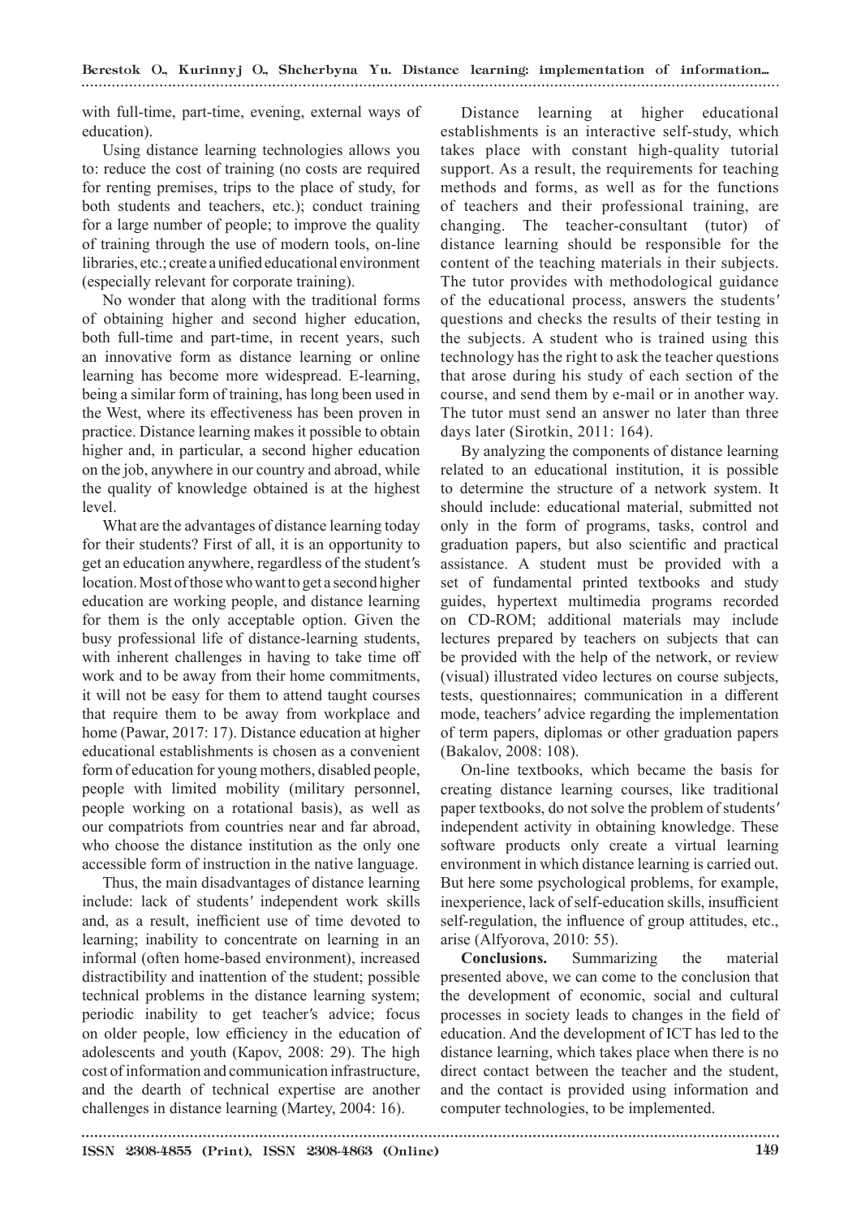with full-time, part-time, evening, external ways of education).

Using distance learning technologies allows you to: reduce the cost of training (no costs are required for renting premises, trips to the place of study, for both students and teachers, etc.); conduct training for a large number of people; to improve the quality of training through the use of modern tools, on-line libraries, etc.; create a unified educational environment (especially relevant for corporate training).

No wonder that along with the traditional forms of obtaining higher and second higher education, both full-time and part-time, in recent years, such an innovative form as distance learning or online learning has become more widespread. E-learning, being a similar form of training, has long been used in the West, where its effectiveness has been proven in practice. Distance learning makes it possible to obtain higher and, in particular, a second higher education on the job, anywhere in our country and abroad, while the quality of knowledge obtained is at the highest level.

What are the advantages of distance learning today for their students? First of all, it is an opportunity to get an education anywhere, regardless of the student′s location. Most of those who want to get a second higher education are working people, and distance learning for them is the only acceptable option. Given the busy professional life of distance-learning students, with inherent challenges in having to take time off work and to be away from their home commitments, it will not be easy for them to attend taught courses that require them to be away from workplace and home (Pawar, 2017: 17). Distance education at higher educational establishments is chosen as a convenient form of education for young mothers, disabled people, people with limited mobility (military personnel, people working on a rotational basis), as well as our compatriots from countries near and far abroad, who choose the distance institution as the only one accessible form of instruction in the native language.

Thus, the main disadvantages of distance learning include: lack of students′ independent work skills and, as a result, inefficient use of time devoted to learning; inability to concentrate on learning in an informal (often home-based environment), increased distractibility and inattention of the student; possible technical problems in the distance learning system; periodic inability to get teacher′s advice; focus on older people, low efficiency in the education of adolescents and youth (Kapov, 2008: 29). The high cost of information and communication infrastructure, and the dearth of technical expertise are another challenges in distance learning (Martey, 2004: 16).

Distance learning at higher educational establishments is an interactive self-study, which takes place with constant high-quality tutorial support. As a result, the requirements for teaching methods and forms, as well as for the functions of teachers and their professional training, are changing. The teacher-consultant (tutor) of distance learning should be responsible for the content of the teaching materials in their subjects. The tutor provides with methodological guidance of the educational process, answers the students′ questions and checks the results of their testing in the subjects. A student who is trained using this technology has the right to ask the teacher questions that arose during his study of each section of the course, and send them by e-mail or in another way. The tutor must send an answer no later than three days later (Sirotkin, 2011: 164).

By analyzing the components of distance learning related to an educational institution, it is possible to determine the structure of a network system. It should include: educational material, submitted not only in the form of programs, tasks, control and graduation papers, but also scientific and practical assistance. A student must be provided with a set of fundamental printed textbooks and study guides, hypertext multimedia programs recorded on CD-ROM; additional materials may include lectures prepared by teachers on subjects that can be provided with the help of the network, or review (visual) illustrated video lectures on course subjects, tests, questionnaires; communication in a different mode, teachers′ advice regarding the implementation of term papers, diplomas or other graduation papers (Bakalov, 2008: 108).

On-line textbooks, which became the basis for creating distance learning courses, like traditional paper textbooks, do not solve the problem of students′ independent activity in obtaining knowledge. These software products only create a virtual learning environment in which distance learning is carried out. But here some psychological problems, for example, inexperience, lack of self-education skills, insufficient self-regulation, the influence of group attitudes, etc., arise (Alfyorova, 2010: 55).

**Conclusions.** Summarizing the material presented above, we can come to the conclusion that the development of economic, social and cultural processes in society leads to changes in the field of education. And the development of ICT has led to the distance learning, which takes place when there is no direct contact between the teacher and the student, and the contact is provided using information and computer technologies, to be implemented.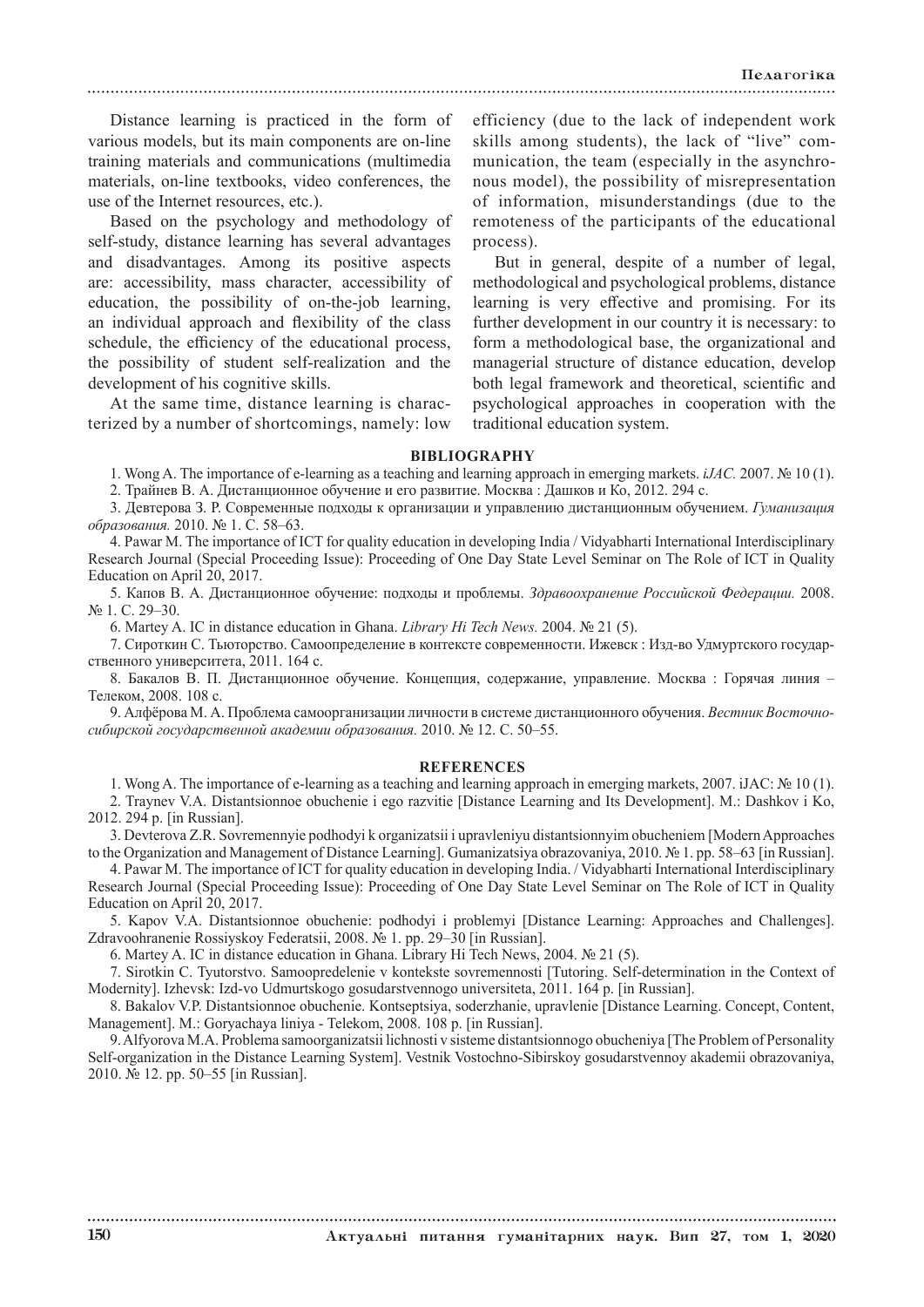Distance learning is practiced in the form of various models, but its main components are on-line training materials and communications (multimedia materials, on-line textbooks, video conferences, the use of the Internet resources, etc.).

Based on the psychology and methodology of self-study, distance learning has several advantages and disadvantages. Among its positive aspects are: accessibility, mass character, accessibility of education, the possibility of on-the-job learning, an individual approach and flexibility of the class schedule, the efficiency of the educational process, the possibility of student self-realization and the development of his cognitive skills.

At the same time, distance learning is characterized by a number of shortcomings, namely: low efficiency (due to the lack of independent work skills among students), the lack of "live" communication, the team (especially in the asynchronous model), the possibility of misrepresentation of information, misunderstandings (due to the remoteness of the participants of the educational process).

But in general, despite of a number of legal, methodological and psychological problems, distance learning is very effective and promising. For its further development in our country it is necessary: to form a methodological base, the organizational and managerial structure of distance education, develop both legal framework and theoretical, scientific and psychological approaches in cooperation with the traditional education system.

## BIBLIOGRAPHY

1. Wong A. The importance of e-learning as a teaching and learning approach in emerging markets. *iJAC.* 2007. № 10 (1).
2. Трайнев В. А. Дистанционное обучение и его развитие. Москва : Дашков и Ко, 2012. 294 с.
3. Девтерова З. Р. Современные подходы к организации и управлению дистанционным обучением. *Гуманизация образования.* 2010. № 1. С. 58–63.
4. Pawar M. The importance of ICT for quality education in developing India / Vidyabharti International Interdisciplinary Research Journal (Special Proceeding Issue): Proceeding of One Day State Level Seminar on The Role of ICT in Quality Education on April 20, 2017.
5. Капов В. А. Дистанционное обучение: подходы и проблемы. *Здравоохранение Российской Федерации.* 2008. № 1. С. 29–30.
6. Martey A. IC in distance education in Ghana. *Library Hi Tech News.* 2004. № 21 (5).
7. Сироткин С. Тьюторство. Самоопределение в контексте современности. Ижевск : Изд-во Удмуртского государственного университета, 2011. 164 с.
8. Бакалов В. П. Дистанционное обучение. Концепция, содержание, управление. Москва : Горячая линия – Телеком, 2008. 108 с.
9. Алфёрова М. А. Проблема самоорганизации личности в системе дистанционного обучения. *Вестник Восточно-сибирской государственной академии образования.* 2010. № 12. С. 50–55.

## REFERENCES

1. Wong A. The importance of e-learning as a teaching and learning approach in emerging markets, 2007. iJAC: № 10 (1).
2. Traynev V.A. Distantsionnoe obuchenie i ego razvitie [Distance Learning and Its Development]. M.: Dashkov i Ko, 2012. 294 p. [in Russian].
3. Devterova Z.R. Sovremennyie podhodyi k organizatsii i upravleniyu distantsionnyim obucheniem [Modern Approaches to the Organization and Management of Distance Learning]. Gumanizatsiya obrazovaniya, 2010. № 1. pp. 58–63 [in Russian].
4. Pawar M. The importance of ICT for quality education in developing India. / Vidyabharti International Interdisciplinary Research Journal (Special Proceeding Issue): Proceeding of One Day State Level Seminar on The Role of ICT in Quality Education on April 20, 2017.
5. Kapov V.A. Distantsionnoe obuchenie: podhodyi i problemyi [Distance Learning: Approaches and Challenges]. Zdravoohranenie Rossiyskoy Federatsii, 2008. № 1. pp. 29–30 [in Russian].
6. Martey A. IC in distance education in Ghana. Library Hi Tech News, 2004. № 21 (5).
7. Sirotkin C. Tyutorstvo. Samoopredelenie v kontekste sovremennosti [Tutoring. Self-determination in the Context of Modernity]. Izhevsk: Izd-vo Udmurtskogo gosudarstvennogo universiteta, 2011. 164 p. [in Russian].
8. Bakalov V.P. Distantsionnoe obuchenie. Kontseptsiya, soderzhanie, upravlenie [Distance Learning. Concept, Content, Management]. M.: Goryachaya liniya - Telekom, 2008. 108 p. [in Russian].
9. Alfyorova M.A. Problema samoorganizatsii lichnosti v sisteme distantsionnogo obucheniya [The Problem of Personality Self-organization in the Distance Learning System]. Vestnik Vostochno-Sibirskoy gosudarstvennoy akademii obrazovaniya, 2010. № 12. pp. 50–55 [in Russian].